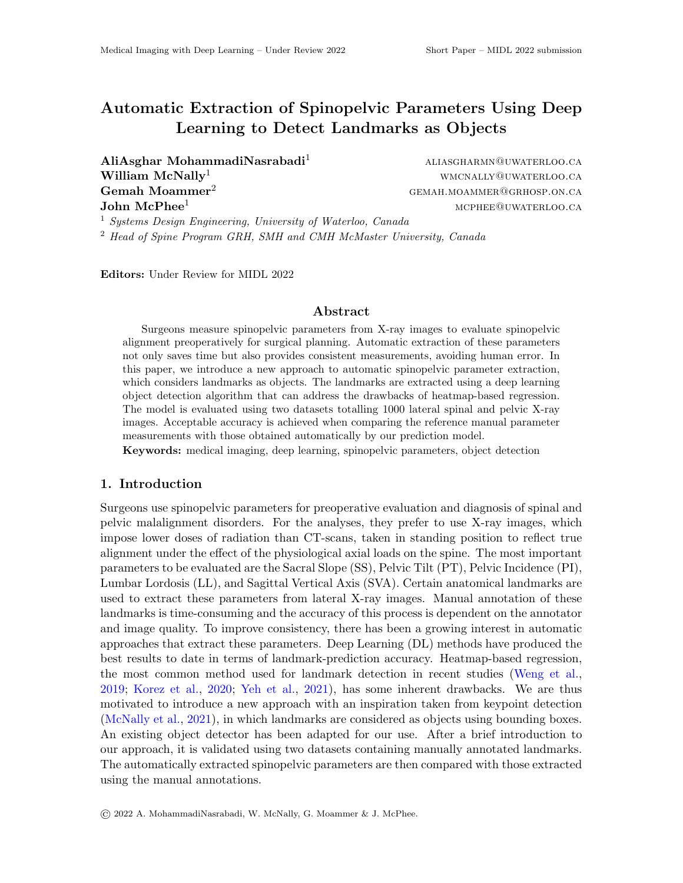# Automatic Extraction of Spinopelvic Parameters Using Deep Learning to Detect Landmarks as Objects

**AliAsghar MohammadiNasrabadi**[1] ALIASGHARMN@UWATERLOO.CA
**William McNally**[1] WMCNALLY@UWATERLOO.CA
**Gemah Moammer**[2] GEMAH.MOAMMER@GRHOSP.ON.CA
**John McPhee**[1] MCPHEE@UWATERLOO.CA

[1] *Systems Design Engineering, University of Waterloo, Canada*
[2] *Head of Spine Program GRH, SMH and CMH McMaster University, Canada*

**Editors:** Under Review for MIDL 2022

## Abstract

Surgeons measure spinopelvic parameters from X-ray images to evaluate spinopelvic alignment preoperatively for surgical planning. Automatic extraction of these parameters not only saves time but also provides consistent measurements, avoiding human error. In this paper, we introduce a new approach to automatic spinopelvic parameter extraction, which considers landmarks as objects. The landmarks are extracted using a deep learning object detection algorithm that can address the drawbacks of heatmap-based regression. The model is evaluated using two datasets totalling 1000 lateral spinal and pelvic X-ray images. Acceptable accuracy is achieved when comparing the reference manual parameter measurements with those obtained automatically by our prediction model.

**Keywords:** medical imaging, deep learning, spinopelvic parameters, object detection

## 1. Introduction

Surgeons use spinopelvic parameters for preoperative evaluation and diagnosis of spinal and pelvic malalignment disorders. For the analyses, they prefer to use X-ray images, which impose lower doses of radiation than CT-scans, taken in standing position to reflect true alignment under the effect of the physiological axial loads on the spine. The most important parameters to be evaluated are the Sacral Slope (SS), Pelvic Tilt (PT), Pelvic Incidence (PI), Lumbar Lordosis (LL), and Sagittal Vertical Axis (SVA). Certain anatomical landmarks are used to extract these parameters from lateral X-ray images. Manual annotation of these landmarks is time-consuming and the accuracy of this process is dependent on the annotator and image quality. To improve consistency, there has been a growing interest in automatic approaches that extract these parameters. Deep Learning (DL) methods have produced the best results to date in terms of landmark-prediction accuracy. Heatmap-based regression, the most common method used for landmark detection in recent studies (Weng et al., 2019; Korez et al., 2020; Yeh et al., 2021), has some inherent drawbacks. We are thus motivated to introduce a new approach with an inspiration taken from keypoint detection (McNally et al., 2021), in which landmarks are considered as objects using bounding boxes. An existing object detector has been adapted for our use. After a brief introduction to our approach, it is validated using two datasets containing manually annotated landmarks. The automatically extracted spinopelvic parameters are then compared with those extracted using the manual annotations.

© 2022 A. MohammadiNasrabadi, W. McNally, G. Moammer & J. McPhee.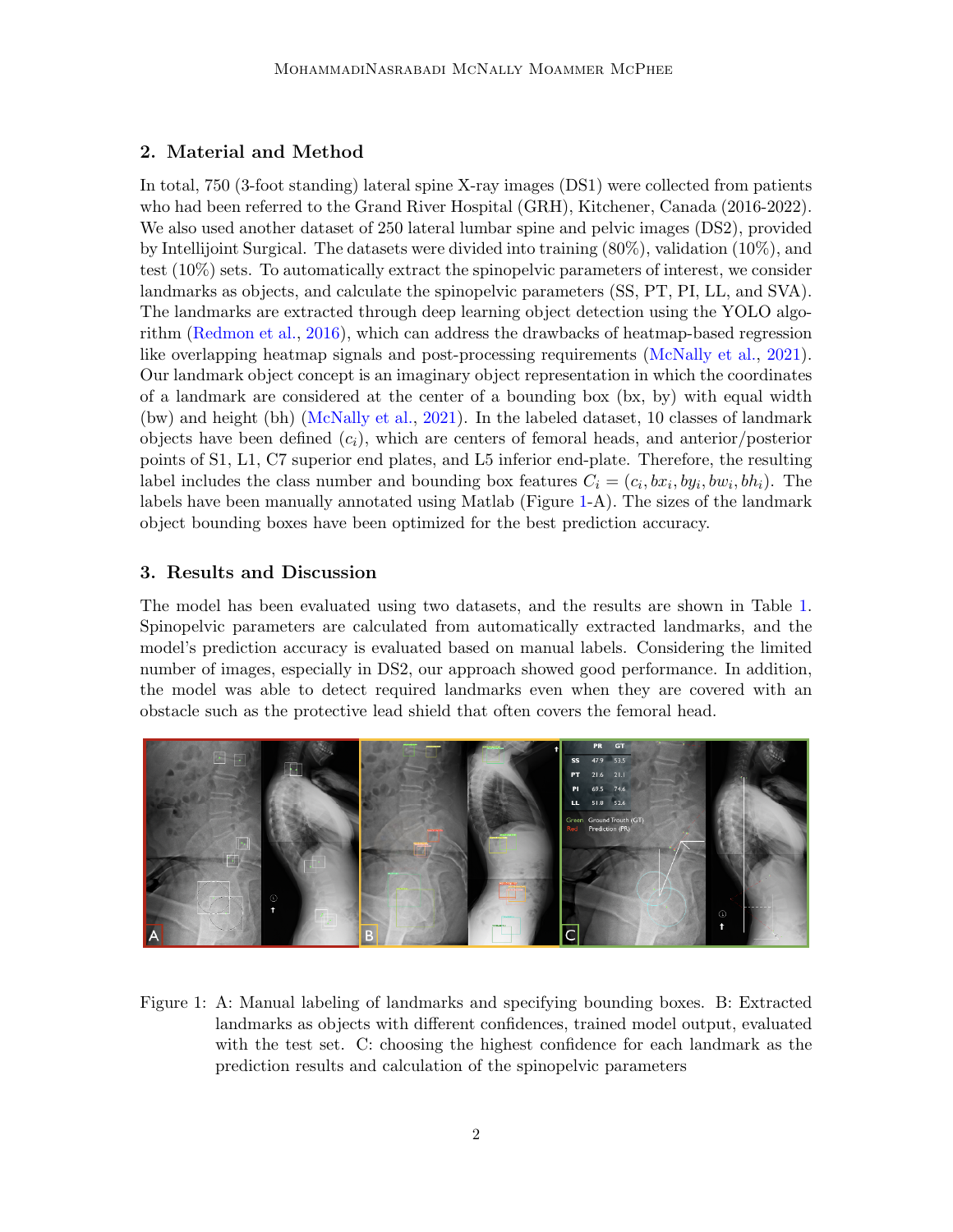## 2. Material and Method

In total, 750 (3-foot standing) lateral spine X-ray images (DS1) were collected from patients who had been referred to the Grand River Hospital (GRH), Kitchener, Canada (2016-2022). We also used another dataset of 250 lateral lumbar spine and pelvic images (DS2), provided by Intellijoint Surgical. The datasets were divided into training (80%), validation (10%), and test (10%) sets. To automatically extract the spinopelvic parameters of interest, we consider landmarks as objects, and calculate the spinopelvic parameters (SS, PT, PI, LL, and SVA). The landmarks are extracted through deep learning object detection using the YOLO algorithm (Redmon et al., 2016), which can address the drawbacks of heatmap-based regression like overlapping heatmap signals and post-processing requirements (McNally et al., 2021). Our landmark object concept is an imaginary object representation in which the coordinates of a landmark are considered at the center of a bounding box (bx, by) with equal width (bw) and height (bh) (McNally et al., 2021). In the labeled dataset, 10 classes of landmark objects have been defined ($c_i$), which are centers of femoral heads, and anterior/posterior points of S1, L1, C7 superior end plates, and L5 inferior end-plate. Therefore, the resulting label includes the class number and bounding box features $C_i = (c_i, bx_i, by_i, bw_i, bh_i)$. The labels have been manually annotated using Matlab (Figure 1-A). The sizes of the landmark object bounding boxes have been optimized for the best prediction accuracy.

## 3. Results and Discussion

The model has been evaluated using two datasets, and the results are shown in Table 1. Spinopelvic parameters are calculated from automatically extracted landmarks, and the model's prediction accuracy is evaluated based on manual labels. Considering the limited number of images, especially in DS2, our approach showed good performance. In addition, the model was able to detect required landmarks even when they are covered with an obstacle such as the protective lead shield that often covers the femoral head.

Figure 1: A: Manual labeling of landmarks and specifying bounding boxes. B: Extracted landmarks as objects with different confidences, trained model output, evaluated with the test set. C: choosing the highest confidence for each landmark as the prediction results and calculation of the spinopelvic parameters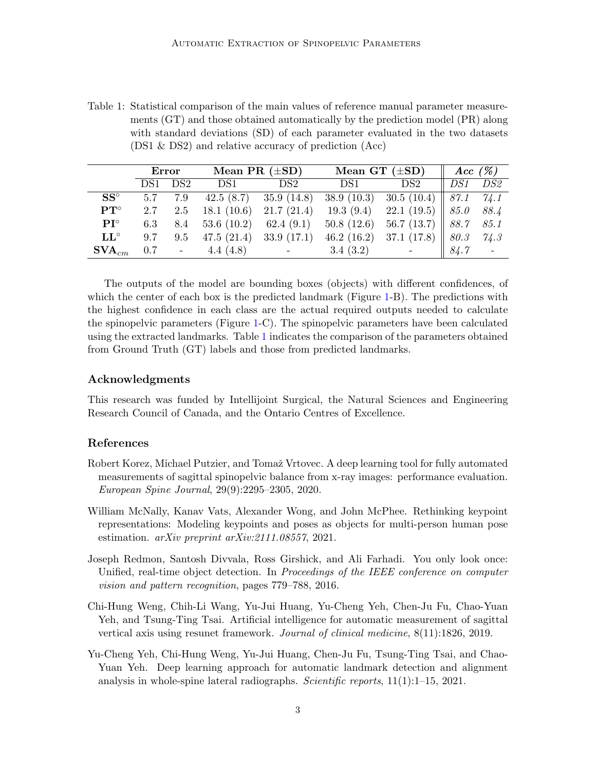Table 1: Statistical comparison of the main values of reference manual parameter measurements (GT) and those obtained automatically by the prediction model (PR) along with standard deviations (SD) of each parameter evaluated in the two datasets (DS1 & DS2) and relative accuracy of prediction (Acc)

| | **Error** | | **Mean PR (±SD)** | | **Mean GT (±SD)** | | ***Acc (%)*** | |
|---|---|---|---|---|---|---|---|---|
| | DS1 | DS2 | DS1 | DS2 | DS1 | DS2 | *DS1* | *DS2* |
| $\mathbf{SS}^{\circ}$ | 5.7 | 7.9 | 42.5 (8.7) | 35.9 (14.8) | 38.9 (10.3) | 30.5 (10.4) | *87.1* | *74.1* |
| $\mathbf{PT}^{\circ}$ | 2.7 | 2.5 | 18.1 (10.6) | 21.7 (21.4) | 19.3 (9.4) | 22.1 (19.5) | *85.0* | *88.4* |
| $\mathbf{PI}^{\circ}$ | 6.3 | 8.4 | 53.6 (10.2) | 62.4 (9.1) | 50.8 (12.6) | 56.7 (13.7) | *88.7* | *85.1* |
| $\mathbf{LL}^{\circ}$ | 9.7 | 9.5 | 47.5 (21.4) | 33.9 (17.1) | 46.2 (16.2) | 37.1 (17.8) | *80.3* | *74.3* |
| $\mathbf{SVA}_{cm}$ | 0.7 | - | 4.4 (4.8) | - | 3.4 (3.2) | - | *84.7* | - |

The outputs of the model are bounding boxes (objects) with different confidences, of which the center of each box is the predicted landmark (Figure 1-B). The predictions with the highest confidence in each class are the actual required outputs needed to calculate the spinopelvic parameters (Figure 1-C). The spinopelvic parameters have been calculated using the extracted landmarks. Table 1 indicates the comparison of the parameters obtained from Ground Truth (GT) labels and those from predicted landmarks.

## Acknowledgments

This research was funded by Intellijoint Surgical, the Natural Sciences and Engineering Research Council of Canada, and the Ontario Centres of Excellence.

## References

Robert Korez, Michael Putzier, and Tomaž Vrtovec. A deep learning tool for fully automated measurements of sagittal spinopelvic balance from x-ray images: performance evaluation. *European Spine Journal*, 29(9):2295–2305, 2020.

William McNally, Kanav Vats, Alexander Wong, and John McPhee. Rethinking keypoint representations: Modeling keypoints and poses as objects for multi-person human pose estimation. *arXiv preprint arXiv:2111.08557*, 2021.

Joseph Redmon, Santosh Divvala, Ross Girshick, and Ali Farhadi. You only look once: Unified, real-time object detection. In *Proceedings of the IEEE conference on computer vision and pattern recognition*, pages 779–788, 2016.

Chi-Hung Weng, Chih-Li Wang, Yu-Jui Huang, Yu-Cheng Yeh, Chen-Ju Fu, Chao-Yuan Yeh, and Tsung-Ting Tsai. Artificial intelligence for automatic measurement of sagittal vertical axis using resunet framework. *Journal of clinical medicine*, 8(11):1826, 2019.

Yu-Cheng Yeh, Chi-Hung Weng, Yu-Jui Huang, Chen-Ju Fu, Tsung-Ting Tsai, and Chao-Yuan Yeh. Deep learning approach for automatic landmark detection and alignment analysis in whole-spine lateral radiographs. *Scientific reports*, 11(1):1–15, 2021.